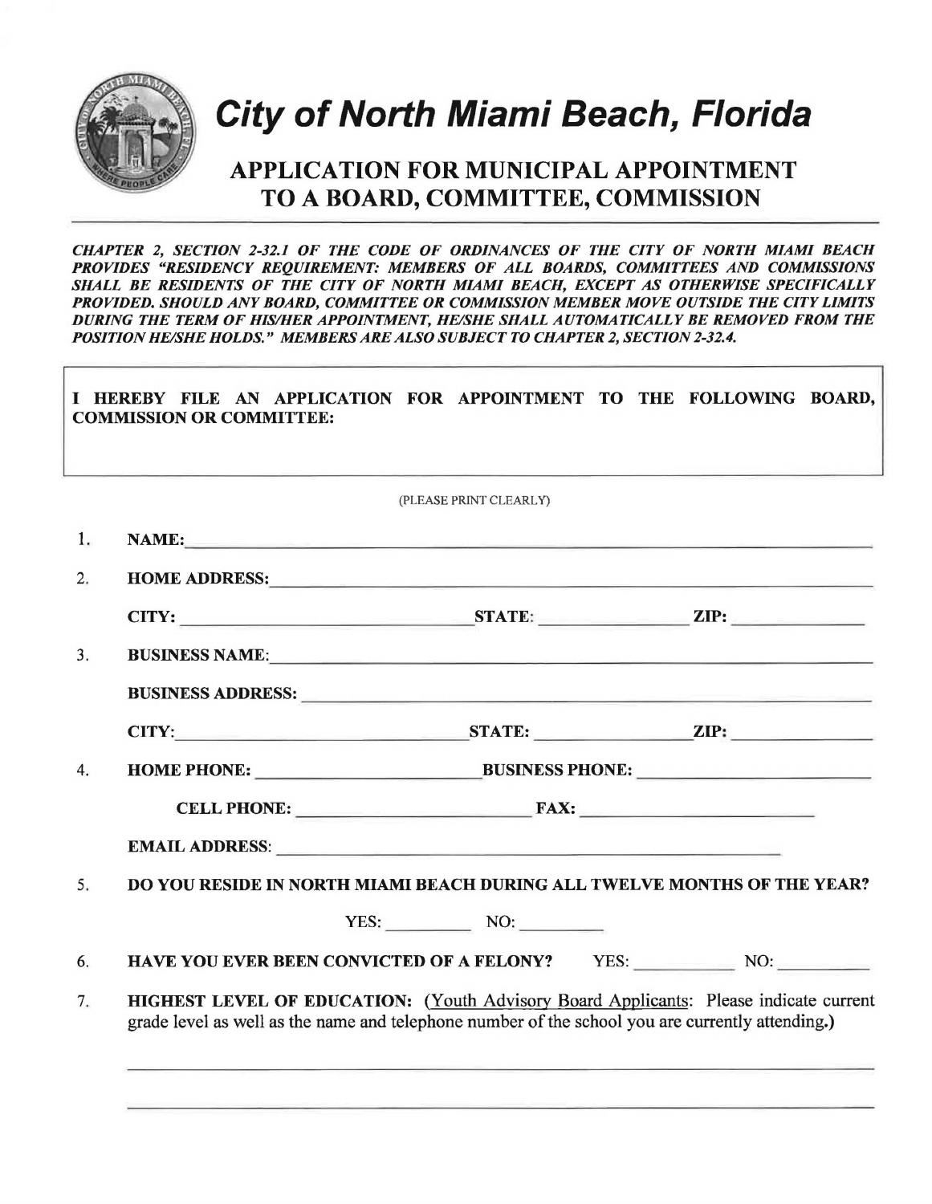# City of North Miami Beach, Florida

## APPLICATION FOR MUNICIPAL APPOINTMENT TO A BOARD, COMMITTEE, COMMISSION

***CHAPTER 2, SECTION 2-32.1 OF THE CODE OF ORDINANCES OF THE CITY OF NORTH MIAMI BEACH PROVIDES "RESIDENCY REQUIREMENT: MEMBERS OF ALL BOARDS, COMMITTEES AND COMMISSIONS SHALL BE RESIDENTS OF THE CITY OF NORTH MIAMI BEACH, EXCEPT AS OTHERWISE SPECIFICALLY PROVIDED. SHOULD ANY BOARD, COMMITTEE OR COMMISSION MEMBER MOVE OUTSIDE THE CITY LIMITS DURING THE TERM OF HIS/HER APPOINTMENT, HE/SHE SHALL AUTOMATICALLY BE REMOVED FROM THE POSITION HE/SHE HOLDS." MEMBERS ARE ALSO SUBJECT TO CHAPTER 2, SECTION 2-32.4.***

**I HEREBY FILE AN APPLICATION FOR APPOINTMENT TO THE FOLLOWING BOARD, COMMISSION OR COMMITTEE:**

(PLEASE PRINT CLEARLY)

1. **NAME:** ______________________________

2. **HOME ADDRESS:** ______________________________

   **CITY:** ______________ **STATE:** ______________ **ZIP:** ______________

3. **BUSINESS NAME:** ______________________________

   **BUSINESS ADDRESS:** ______________________________

   **CITY:** ______________ **STATE:** ______________ **ZIP:** ______________

4. **HOME PHONE:** ______________ **BUSINESS PHONE:** ______________

   **CELL PHONE:** ______________ **FAX:** ______________

   **EMAIL ADDRESS:** ______________________________

5. **DO YOU RESIDE IN NORTH MIAMI BEACH DURING ALL TWELVE MONTHS OF THE YEAR?**

   YES: __________ NO: __________

6. **HAVE YOU EVER BEEN CONVICTED OF A FELONY?** YES: __________ NO: __________

7. **HIGHEST LEVEL OF EDUCATION:** (Youth Advisory Board Applicants: Please indicate current grade level as well as the name and telephone number of the school you are currently attending.)

   ______________________________

   ______________________________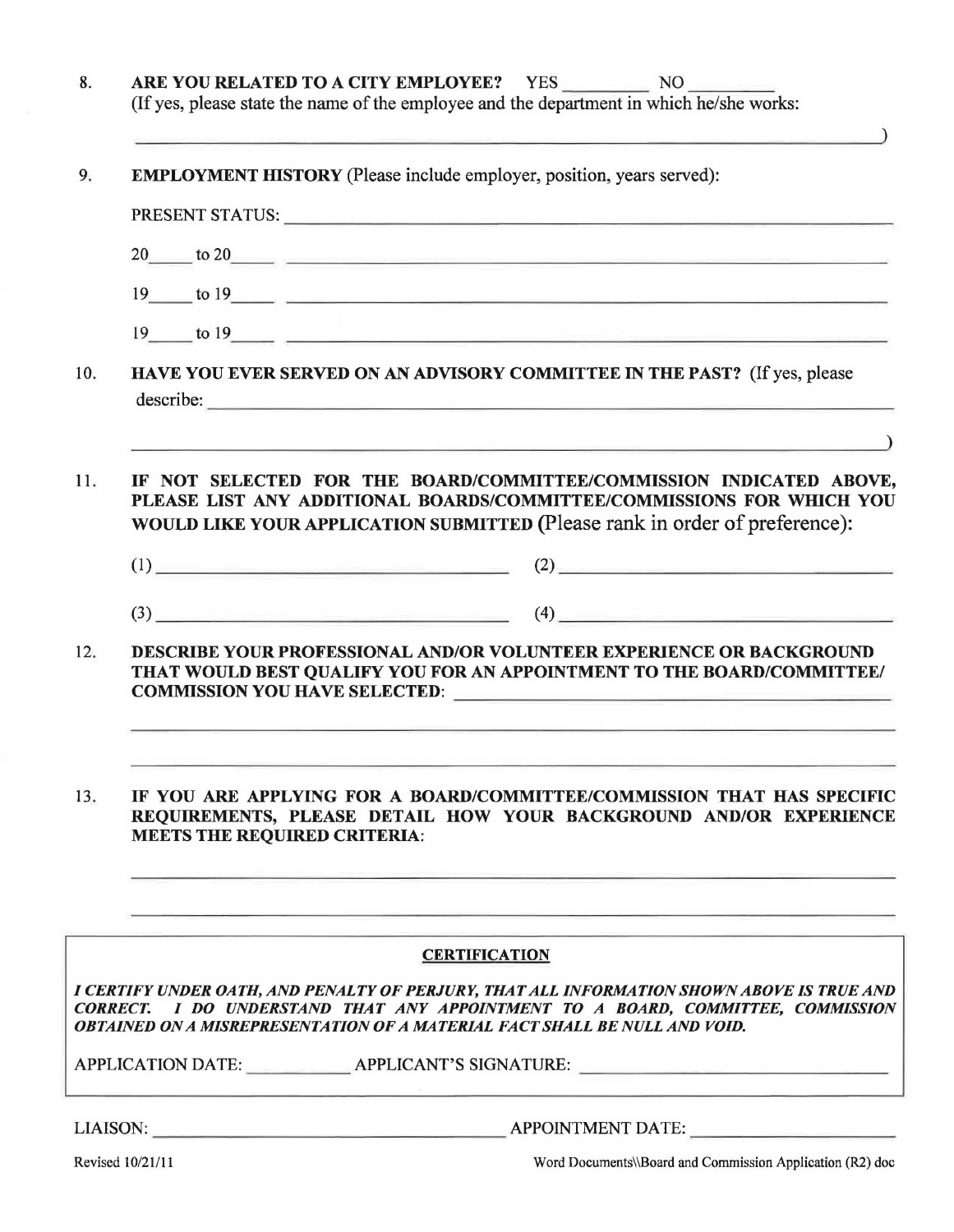8. **ARE YOU RELATED TO A CITY EMPLOYEE?** YES ________ NO ________
(If yes, please state the name of the employee and the department in which he/she works:

______________________________________________________________________________)

9. **EMPLOYMENT HISTORY** (Please include employer, position, years served):

PRESENT STATUS: ______________________________________________________________

20____ to 20____ ______________________________________________________________

19____ to 19____ ______________________________________________________________

19____ to 19____ ______________________________________________________________

10. **HAVE YOU EVER SERVED ON AN ADVISORY COMMITTEE IN THE PAST?** (If yes, please describe: ______________________________________________________________

______________________________________________________________________________)

11. **IF NOT SELECTED FOR THE BOARD/COMMITTEE/COMMISSION INDICATED ABOVE, PLEASE LIST ANY ADDITIONAL BOARDS/COMMITTEE/COMMISSIONS FOR WHICH YOU WOULD LIKE YOUR APPLICATION SUBMITTED** (Please rank in order of preference):

(1) ________________________________ (2) ________________________________

(3) ________________________________ (4) ________________________________

12. **DESCRIBE YOUR PROFESSIONAL AND/OR VOLUNTEER EXPERIENCE OR BACKGROUND THAT WOULD BEST QUALIFY YOU FOR AN APPOINTMENT TO THE BOARD/COMMITTEE/ COMMISSION YOU HAVE SELECTED**: ________________________________

______________________________________________________________________________

______________________________________________________________________________

13. **IF YOU ARE APPLYING FOR A BOARD/COMMITTEE/COMMISSION THAT HAS SPECIFIC REQUIREMENTS, PLEASE DETAIL HOW YOUR BACKGROUND AND/OR EXPERIENCE MEETS THE REQUIRED CRITERIA**:

______________________________________________________________________________

______________________________________________________________________________

**CERTIFICATION**

***I CERTIFY UNDER OATH, AND PENALTY OF PERJURY, THAT ALL INFORMATION SHOWN ABOVE IS TRUE AND CORRECT. I DO UNDERSTAND THAT ANY APPOINTMENT TO A BOARD, COMMITTEE, COMMISSION OBTAINED ON A MISREPRESENTATION OF A MATERIAL FACT SHALL BE NULL AND VOID.***

APPLICATION DATE: __________ APPLICANT'S SIGNATURE: ______________________________

LIAISON: ________________________________ APPOINTMENT DATE: ____________________

Revised 10/21/11 Word Documents\\Board and Commission Application (R2) doc